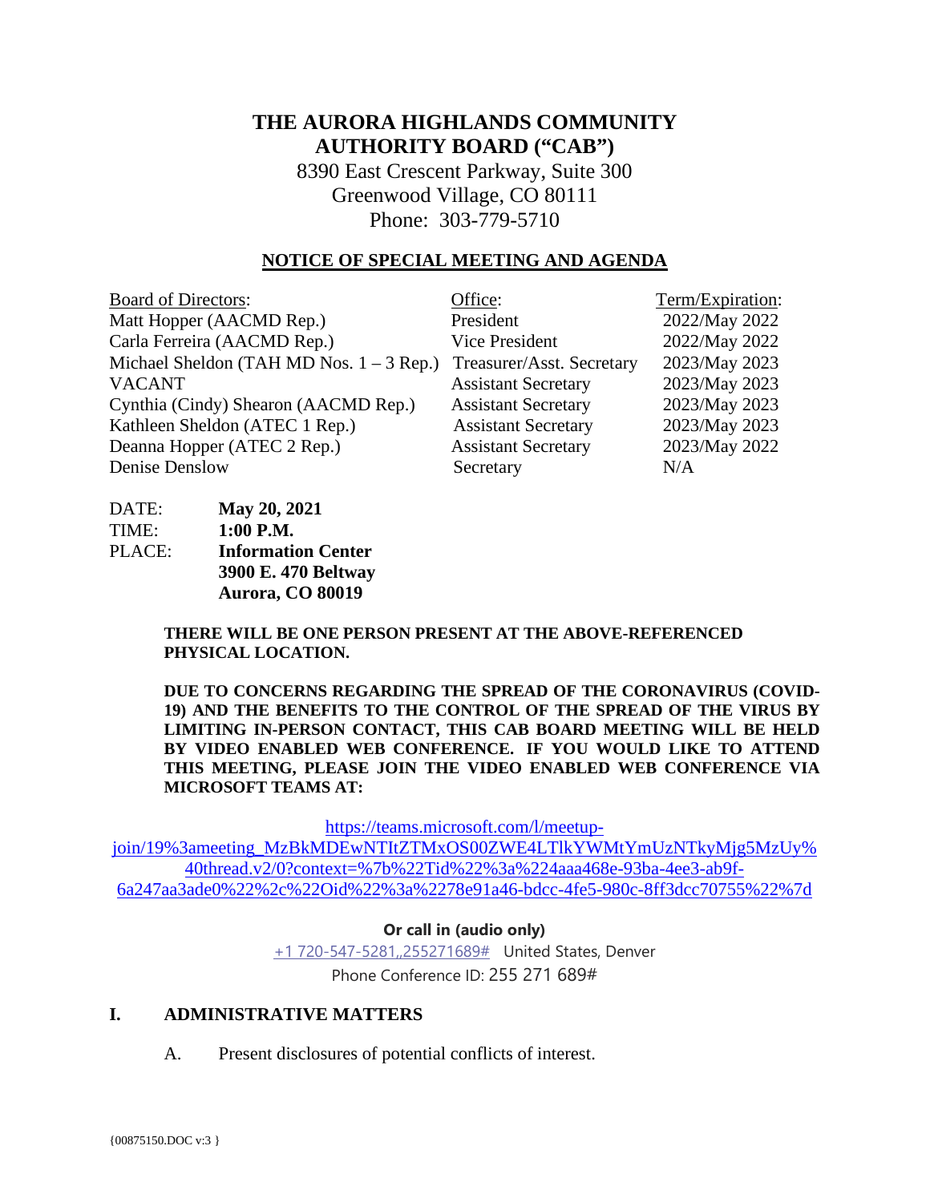# THE AURORA HIGHLANDS COMMUNITY AUTHORITY BOARD ("CAB")

8390 East Crescent Parkway, Suite 300
Greenwood Village, CO 80111
Phone: 303-779-5710

## NOTICE OF SPECIAL MEETING AND AGENDA

| Board of Directors: | Office: | Term/Expiration: |
|---|---|---|
| Matt Hopper (AACMD Rep.) | President | 2022/May 2022 |
| Carla Ferreira (AACMD Rep.) | Vice President | 2022/May 2022 |
| Michael Sheldon (TAH MD Nos. 1 – 3 Rep.) | Treasurer/Asst. Secretary | 2023/May 2023 |
| VACANT | Assistant Secretary | 2023/May 2023 |
| Cynthia (Cindy) Shearon (AACMD Rep.) | Assistant Secretary | 2023/May 2023 |
| Kathleen Sheldon (ATEC 1 Rep.) | Assistant Secretary | 2023/May 2023 |
| Deanna Hopper (ATEC 2 Rep.) | Assistant Secretary | 2023/May 2022 |
| Denise Denslow | Secretary | N/A |

DATE: **May 20, 2021**
TIME: **1:00 P.M.**
PLACE: **Information Center**
**3900 E. 470 Beltway**
**Aurora, CO 80019**

**THERE WILL BE ONE PERSON PRESENT AT THE ABOVE-REFERENCED PHYSICAL LOCATION.**

**DUE TO CONCERNS REGARDING THE SPREAD OF THE CORONAVIRUS (COVID-19) AND THE BENEFITS TO THE CONTROL OF THE SPREAD OF THE VIRUS BY LIMITING IN-PERSON CONTACT, THIS CAB BOARD MEETING WILL BE HELD BY VIDEO ENABLED WEB CONFERENCE. IF YOU WOULD LIKE TO ATTEND THIS MEETING, PLEASE JOIN THE VIDEO ENABLED WEB CONFERENCE VIA MICROSOFT TEAMS AT:**

https://teams.microsoft.com/l/meetup-join/19%3ameeting_MzBkMDEwNTItZTMxOS00ZWE4LTlkYWMtYmUzNTkyMjg5MzUy%40thread.v2/0?context=%7b%22Tid%22%3a%224aaa468e-93ba-4ee3-ab9f-6a247aa3ade0%22%2c%22Oid%22%3a%2278e91a46-bdcc-4fe5-980c-8ff3dcc70755%22%7d

**Or call in (audio only)**

+1 720-547-5281,,255271689# United States, Denver
Phone Conference ID: 255 271 689#

## I. ADMINISTRATIVE MATTERS

A. Present disclosures of potential conflicts of interest.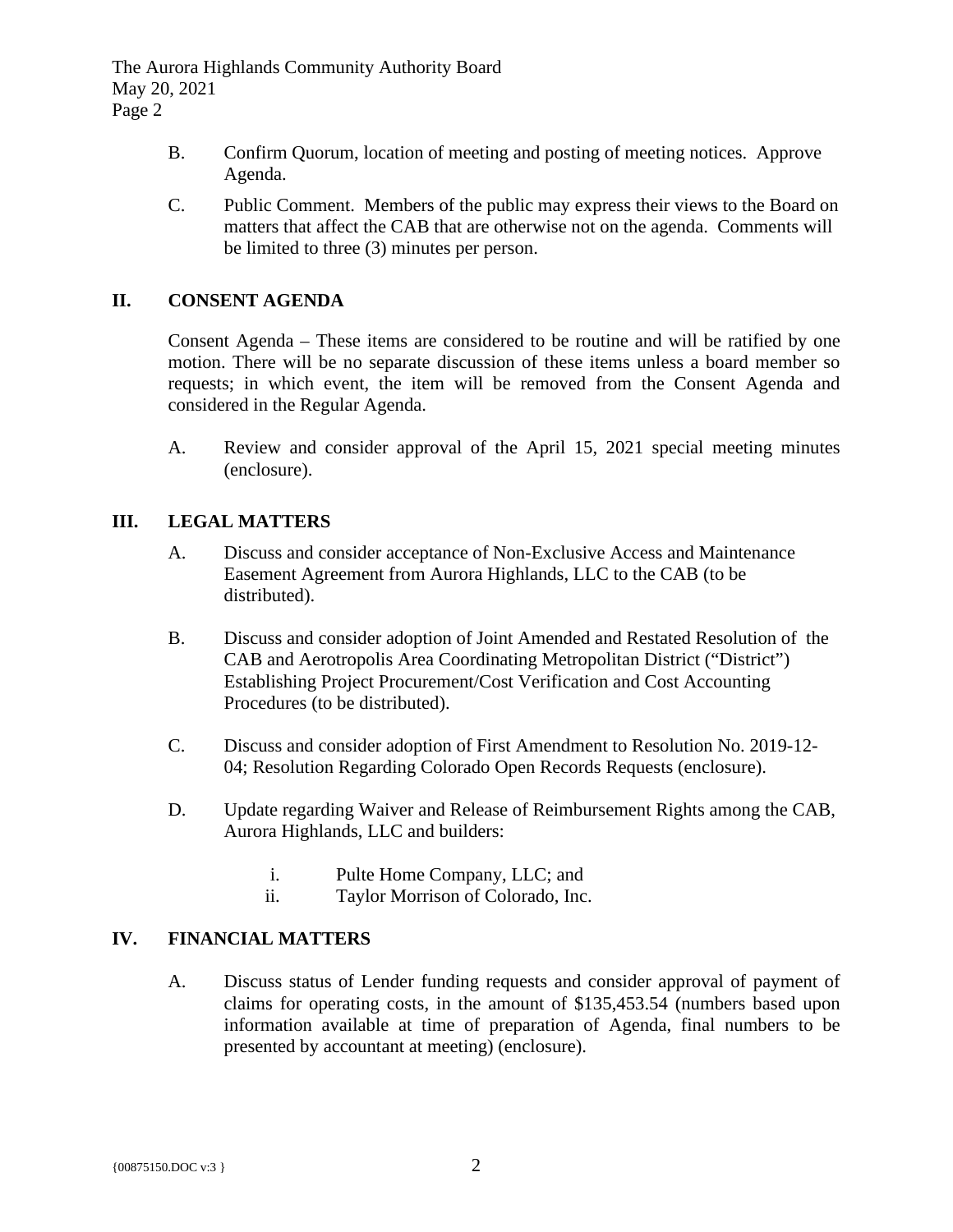B. Confirm Quorum, location of meeting and posting of meeting notices. Approve Agenda.

C. Public Comment. Members of the public may express their views to the Board on matters that affect the CAB that are otherwise not on the agenda. Comments will be limited to three (3) minutes per person.

## II. CONSENT AGENDA

Consent Agenda – These items are considered to be routine and will be ratified by one motion. There will be no separate discussion of these items unless a board member so requests; in which event, the item will be removed from the Consent Agenda and considered in the Regular Agenda.

A. Review and consider approval of the April 15, 2021 special meeting minutes (enclosure).

## III. LEGAL MATTERS

A. Discuss and consider acceptance of Non-Exclusive Access and Maintenance Easement Agreement from Aurora Highlands, LLC to the CAB (to be distributed).

B. Discuss and consider adoption of Joint Amended and Restated Resolution of the CAB and Aerotropolis Area Coordinating Metropolitan District ("District") Establishing Project Procurement/Cost Verification and Cost Accounting Procedures (to be distributed).

C. Discuss and consider adoption of First Amendment to Resolution No. 2019-12-04; Resolution Regarding Colorado Open Records Requests (enclosure).

D. Update regarding Waiver and Release of Reimbursement Rights among the CAB, Aurora Highlands, LLC and builders:

   i. Pulte Home Company, LLC; and
   ii. Taylor Morrison of Colorado, Inc.

## IV. FINANCIAL MATTERS

A. Discuss status of Lender funding requests and consider approval of payment of claims for operating costs, in the amount of $135,453.54 (numbers based upon information available at time of preparation of Agenda, final numbers to be presented by accountant at meeting) (enclosure).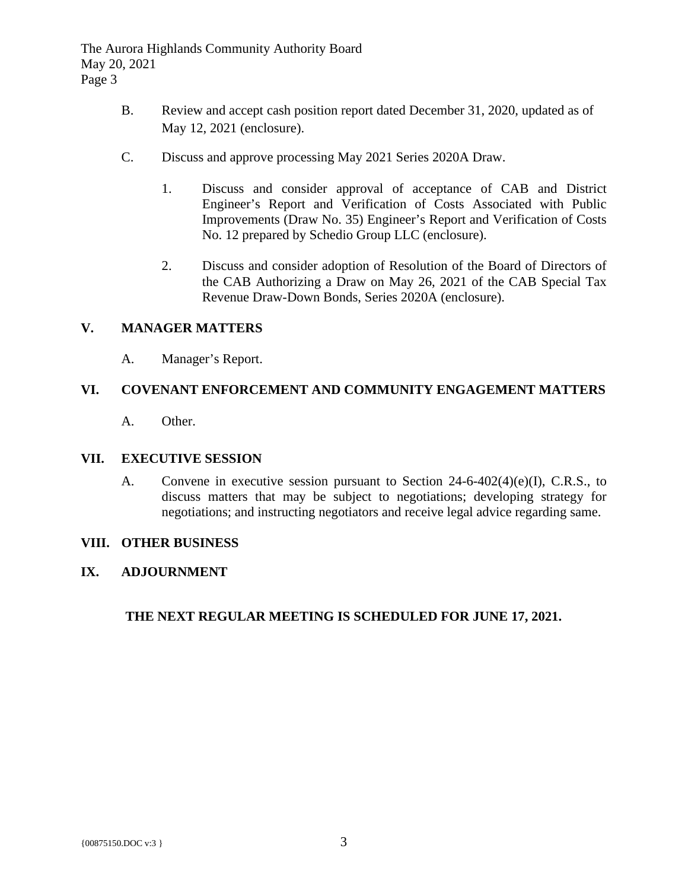B. Review and accept cash position report dated December 31, 2020, updated as of May 12, 2021 (enclosure).

C. Discuss and approve processing May 2021 Series 2020A Draw.

1. Discuss and consider approval of acceptance of CAB and District Engineer's Report and Verification of Costs Associated with Public Improvements (Draw No. 35) Engineer's Report and Verification of Costs No. 12 prepared by Schedio Group LLC (enclosure).

2. Discuss and consider adoption of Resolution of the Board of Directors of the CAB Authorizing a Draw on May 26, 2021 of the CAB Special Tax Revenue Draw-Down Bonds, Series 2020A (enclosure).

## V. MANAGER MATTERS

A. Manager's Report.

## VI. COVENANT ENFORCEMENT AND COMMUNITY ENGAGEMENT MATTERS

A. Other.

## VII. EXECUTIVE SESSION

A. Convene in executive session pursuant to Section 24-6-402(4)(e)(I), C.R.S., to discuss matters that may be subject to negotiations; developing strategy for negotiations; and instructing negotiators and receive legal advice regarding same.

## VIII. OTHER BUSINESS

## IX. ADJOURNMENT

**THE NEXT REGULAR MEETING IS SCHEDULED FOR JUNE 17, 2021.**